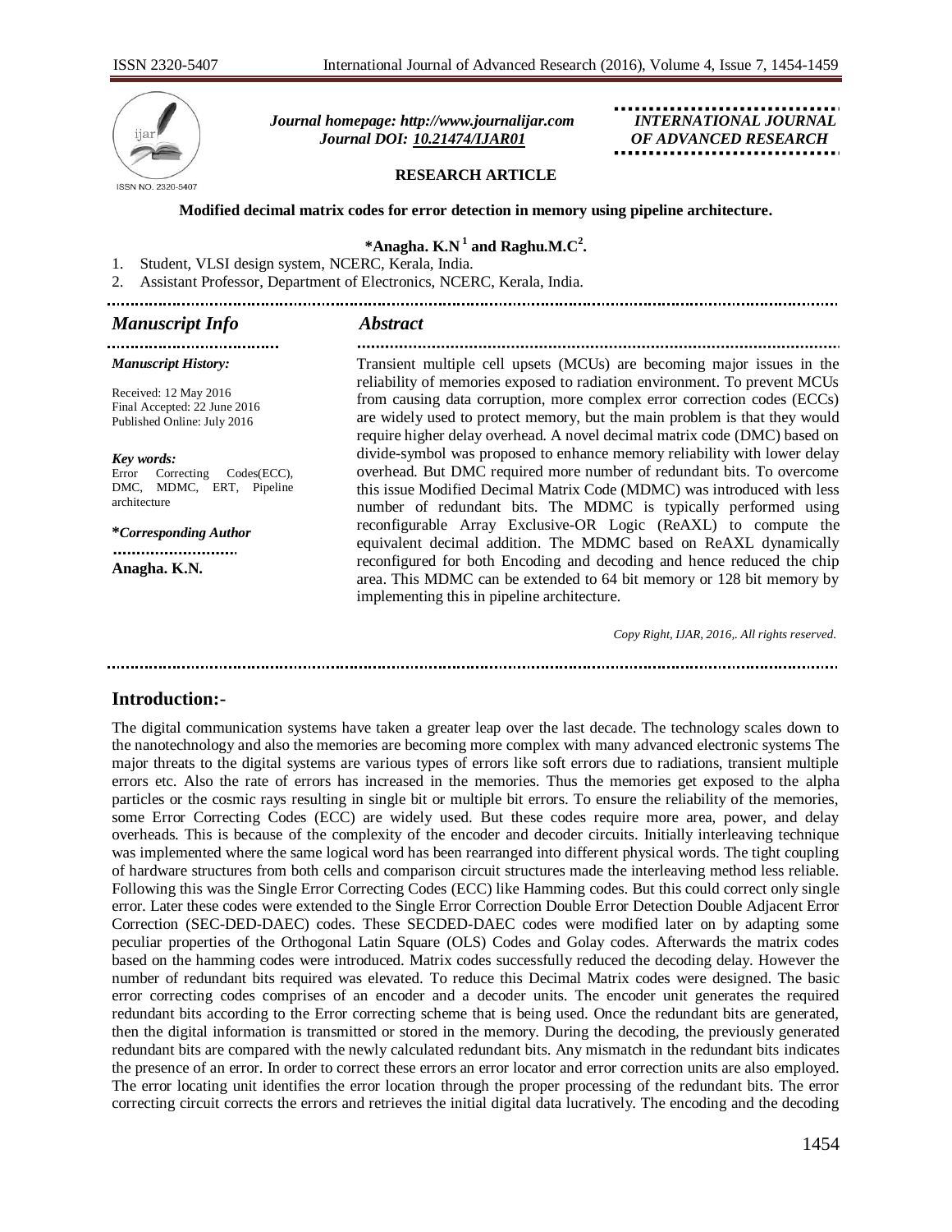Journal homepage: http://www.journalijar.com
Journal DOI: 10.21474/IJAR01

INTERNATIONAL JOURNAL OF ADVANCED RESEARCH

**RESEARCH ARTICLE**

# Modified decimal matrix codes for error detection in memory using pipeline architecture.

**\*Anagha. K.N[1] and Raghu.M.C[2].**

1. Student, VLSI design system, NCERC, Kerala, India.
2. Assistant Professor, Department of Electronics, NCERC, Kerala, India.

## *Manuscript Info*

*Manuscript History:*

Received: 12 May 2016
Final Accepted: 22 June 2016
Published Online: July 2016

*Key words:*
Error Correcting Codes(ECC), DMC, MDMC, ERT, Pipeline architecture

**\*Corresponding Author**

**Anagha. K.N.**

## *Abstract*

Transient multiple cell upsets (MCUs) are becoming major issues in the reliability of memories exposed to radiation environment. To prevent MCUs from causing data corruption, more complex error correction codes (ECCs) are widely used to protect memory, but the main problem is that they would require higher delay overhead. A novel decimal matrix code (DMC) based on divide-symbol was proposed to enhance memory reliability with lower delay overhead. But DMC required more number of redundant bits. To overcome this issue Modified Decimal Matrix Code (MDMC) was introduced with less number of redundant bits. The MDMC is typically performed using reconfigurable Array Exclusive-OR Logic (ReAXL) to compute the equivalent decimal addition. The MDMC based on ReAXL dynamically reconfigured for both Encoding and decoding and hence reduced the chip area. This MDMC can be extended to 64 bit memory or 128 bit memory by implementing this in pipeline architecture.

*Copy Right, IJAR, 2016,. All rights reserved.*

## Introduction:-

The digital communication systems have taken a greater leap over the last decade. The technology scales down to the nanotechnology and also the memories are becoming more complex with many advanced electronic systems The major threats to the digital systems are various types of errors like soft errors due to radiations, transient multiple errors etc. Also the rate of errors has increased in the memories. Thus the memories get exposed to the alpha particles or the cosmic rays resulting in single bit or multiple bit errors. To ensure the reliability of the memories, some Error Correcting Codes (ECC) are widely used. But these codes require more area, power, and delay overheads. This is because of the complexity of the encoder and decoder circuits. Initially interleaving technique was implemented where the same logical word has been rearranged into different physical words. The tight coupling of hardware structures from both cells and comparison circuit structures made the interleaving method less reliable. Following this was the Single Error Correcting Codes (ECC) like Hamming codes. But this could correct only single error. Later these codes were extended to the Single Error Correction Double Error Detection Double Adjacent Error Correction (SEC-DED-DAEC) codes. These SECDED-DAEC codes were modified later on by adapting some peculiar properties of the Orthogonal Latin Square (OLS) Codes and Golay codes. Afterwards the matrix codes based on the hamming codes were introduced. Matrix codes successfully reduced the decoding delay. However the number of redundant bits required was elevated. To reduce this Decimal Matrix codes were designed. The basic error correcting codes comprises of an encoder and a decoder units. The encoder unit generates the required redundant bits according to the Error correcting scheme that is being used. Once the redundant bits are generated, then the digital information is transmitted or stored in the memory. During the decoding, the previously generated redundant bits are compared with the newly calculated redundant bits. Any mismatch in the redundant bits indicates the presence of an error. In order to correct these errors an error locator and error correction units are also employed. The error locating unit identifies the error location through the proper processing of the redundant bits. The error correcting circuit corrects the errors and retrieves the initial digital data lucratively. The encoding and the decoding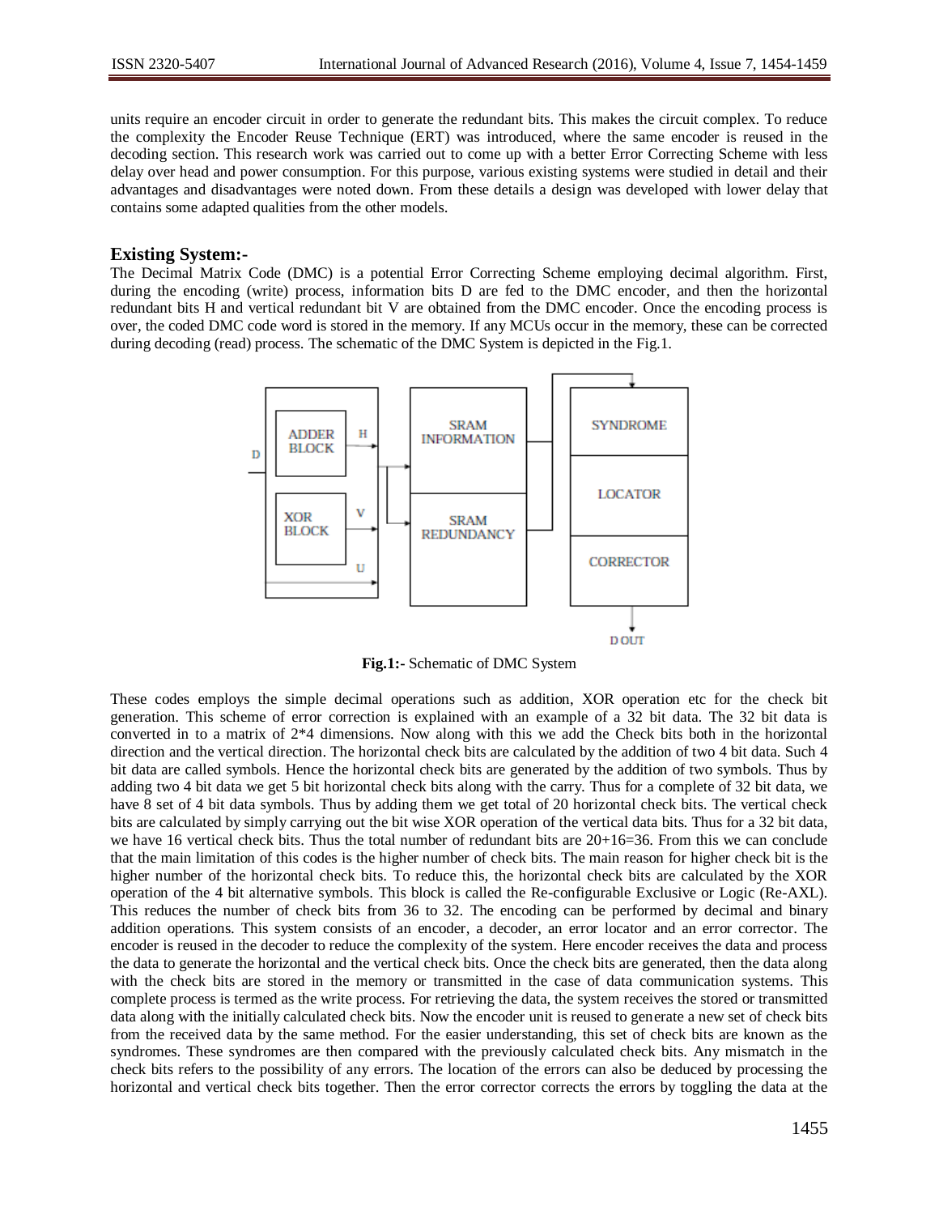units require an encoder circuit in order to generate the redundant bits. This makes the circuit complex. To reduce the complexity the Encoder Reuse Technique (ERT) was introduced, where the same encoder is reused in the decoding section. This research work was carried out to come up with a better Error Correcting Scheme with less delay over head and power consumption. For this purpose, various existing systems were studied in detail and their advantages and disadvantages were noted down. From these details a design was developed with lower delay that contains some adapted qualities from the other models.

## Existing System:-

The Decimal Matrix Code (DMC) is a potential Error Correcting Scheme employing decimal algorithm. First, during the encoding (write) process, information bits D are fed to the DMC encoder, and then the horizontal redundant bits H and vertical redundant bit V are obtained from the DMC encoder. Once the encoding process is over, the coded DMC code word is stored in the memory. If any MCUs occur in the memory, these can be corrected during decoding (read) process. The schematic of the DMC System is depicted in the Fig.1.

**Fig.1:-** Schematic of DMC System

These codes employs the simple decimal operations such as addition, XOR operation etc for the check bit generation. This scheme of error correction is explained with an example of a 32 bit data. The 32 bit data is converted in to a matrix of 2*4 dimensions. Now along with this we add the Check bits both in the horizontal direction and the vertical direction. The horizontal check bits are calculated by the addition of two 4 bit data. Such 4 bit data are called symbols. Hence the horizontal check bits are generated by the addition of two symbols. Thus by adding two 4 bit data we get 5 bit horizontal check bits along with the carry. Thus for a complete of 32 bit data, we have 8 set of 4 bit data symbols. Thus by adding them we get total of 20 horizontal check bits. The vertical check bits are calculated by simply carrying out the bit wise XOR operation of the vertical data bits. Thus for a 32 bit data, we have 16 vertical check bits. Thus the total number of redundant bits are 20+16=36. From this we can conclude that the main limitation of this codes is the higher number of check bits. The main reason for higher check bit is the higher number of the horizontal check bits. To reduce this, the horizontal check bits are calculated by the XOR operation of the 4 bit alternative symbols. This block is called the Re-configurable Exclusive or Logic (Re-AXL). This reduces the number of check bits from 36 to 32. The encoding can be performed by decimal and binary addition operations. This system consists of an encoder, a decoder, an error locator and an error corrector. The encoder is reused in the decoder to reduce the complexity of the system. Here encoder receives the data and process the data to generate the horizontal and the vertical check bits. Once the check bits are generated, then the data along with the check bits are stored in the memory or transmitted in the case of data communication systems. This complete process is termed as the write process. For retrieving the data, the system receives the stored or transmitted data along with the initially calculated check bits. Now the encoder unit is reused to generate a new set of check bits from the received data by the same method. For the easier understanding, this set of check bits are known as the syndromes. These syndromes are then compared with the previously calculated check bits. Any mismatch in the check bits refers to the possibility of any errors. The location of the errors can also be deduced by processing the horizontal and vertical check bits together. Then the error corrector corrects the errors by toggling the data at the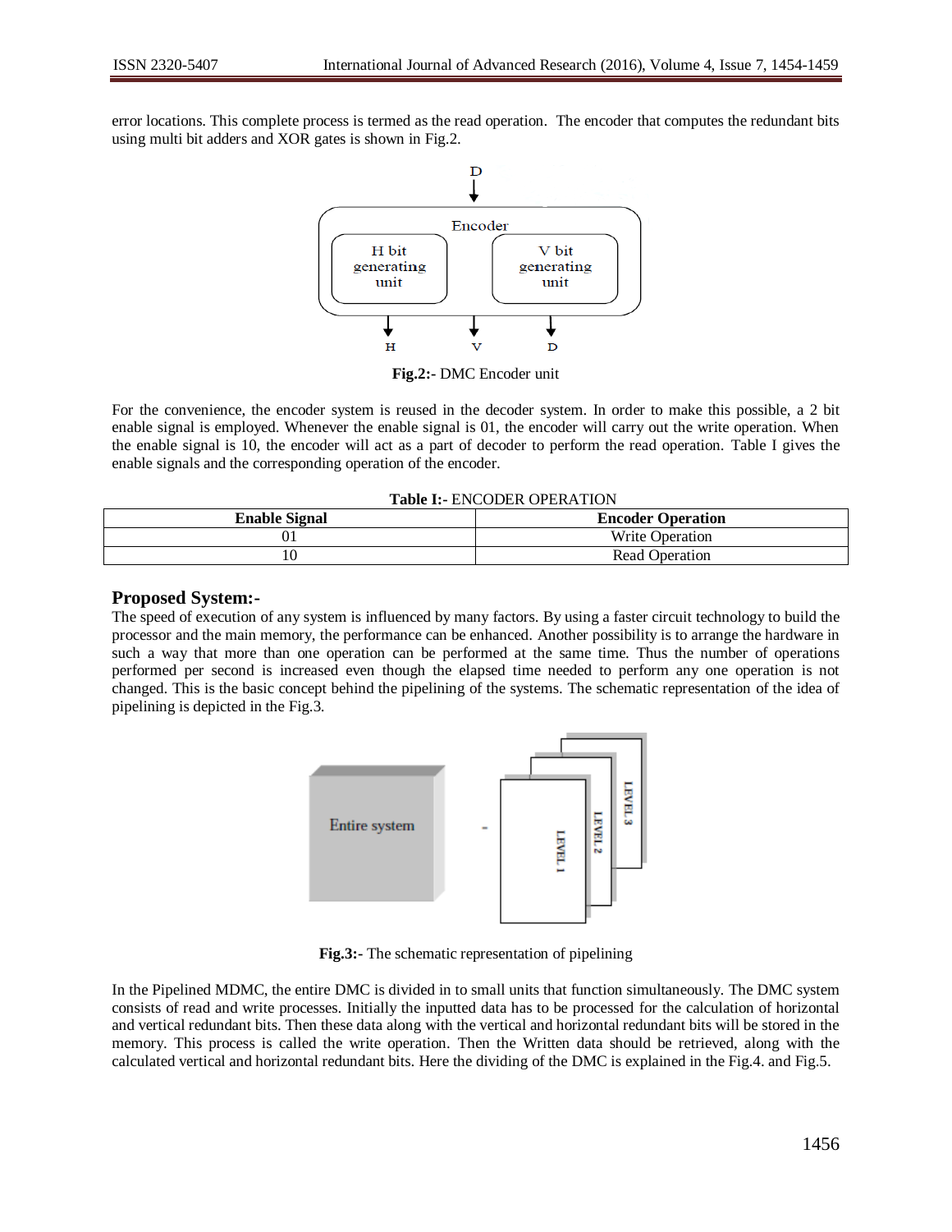error locations. This complete process is termed as the read operation. The encoder that computes the redundant bits using multi bit adders and XOR gates is shown in Fig.2.

**Fig.2:-** DMC Encoder unit

For the convenience, the encoder system is reused in the decoder system. In order to make this possible, a 2 bit enable signal is employed. Whenever the enable signal is 01, the encoder will carry out the write operation. When the enable signal is 10, the encoder will act as a part of decoder to perform the read operation. Table I gives the enable signals and the corresponding operation of the encoder.

**Table I:-** ENCODER OPERATION

| Enable Signal | Encoder Operation |
|---|---|
| 01 | Write Operation |
| 10 | Read Operation |

## Proposed System:-

The speed of execution of any system is influenced by many factors. By using a faster circuit technology to build the processor and the main memory, the performance can be enhanced. Another possibility is to arrange the hardware in such a way that more than one operation can be performed at the same time. Thus the number of operations performed per second is increased even though the elapsed time needed to perform any one operation is not changed. This is the basic concept behind the pipelining of the systems. The schematic representation of the idea of pipelining is depicted in the Fig.3.

**Fig.3:-** The schematic representation of pipelining

In the Pipelined MDMC, the entire DMC is divided in to small units that function simultaneously. The DMC system consists of read and write processes. Initially the inputted data has to be processed for the calculation of horizontal and vertical redundant bits. Then these data along with the vertical and horizontal redundant bits will be stored in the memory. This process is called the write operation. Then the Written data should be retrieved, along with the calculated vertical and horizontal redundant bits. Here the dividing of the DMC is explained in the Fig.4. and Fig.5.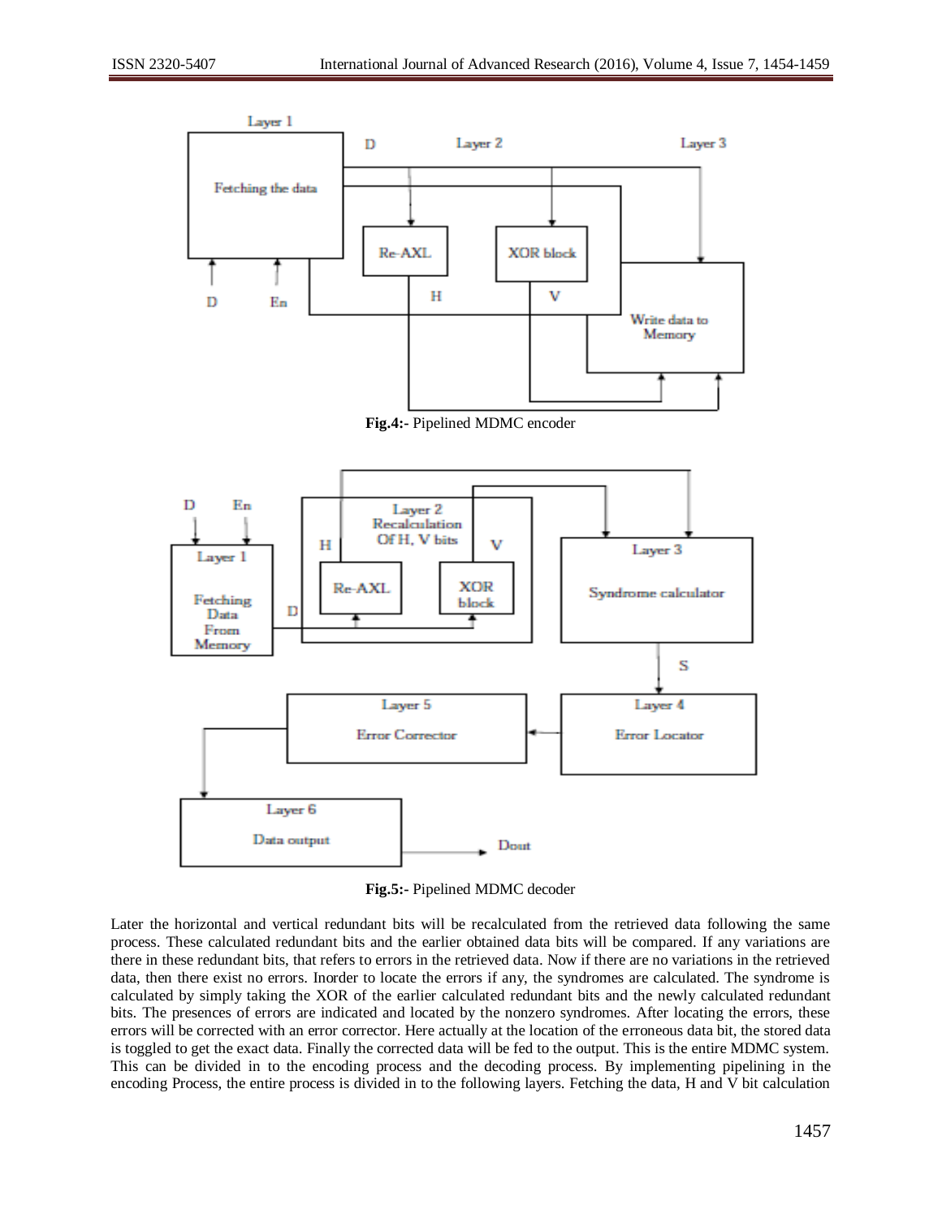**Fig.4:-** Pipelined MDMC encoder

**Fig.5:-** Pipelined MDMC decoder

Later the horizontal and vertical redundant bits will be recalculated from the retrieved data following the same process. These calculated redundant bits and the earlier obtained data bits will be compared. If any variations are there in these redundant bits, that refers to errors in the retrieved data. Now if there are no variations in the retrieved data, then there exist no errors. Inorder to locate the errors if any, the syndromes are calculated. The syndrome is calculated by simply taking the XOR of the earlier calculated redundant bits and the newly calculated redundant bits. The presences of errors are indicated and located by the nonzero syndromes. After locating the errors, these errors will be corrected with an error corrector. Here actually at the location of the erroneous data bit, the stored data is toggled to get the exact data. Finally the corrected data will be fed to the output. This is the entire MDMC system. This can be divided in to the encoding process and the decoding process. By implementing pipelining in the encoding Process, the entire process is divided in to the following layers. Fetching the data, H and V bit calculation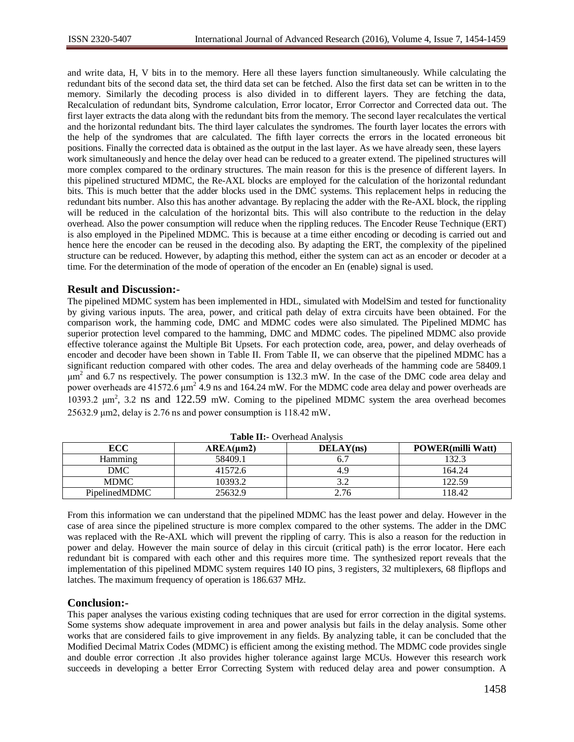and write data, H, V bits in to the memory. Here all these layers function simultaneously. While calculating the redundant bits of the second data set, the third data set can be fetched. Also the first data set can be written in to the memory. Similarly the decoding process is also divided in to different layers. They are fetching the data, Recalculation of redundant bits, Syndrome calculation, Error locator, Error Corrector and Corrected data out. The first layer extracts the data along with the redundant bits from the memory. The second layer recalculates the vertical and the horizontal redundant bits. The third layer calculates the syndromes. The fourth layer locates the errors with the help of the syndromes that are calculated. The fifth layer corrects the errors in the located erroneous bit positions. Finally the corrected data is obtained as the output in the last layer. As we have already seen, these layers work simultaneously and hence the delay over head can be reduced to a greater extend. The pipelined structures will more complex compared to the ordinary structures. The main reason for this is the presence of different layers. In this pipelined structured MDMC, the Re-AXL blocks are employed for the calculation of the horizontal redundant bits. This is much better that the adder blocks used in the DMC systems. This replacement helps in reducing the redundant bits number. Also this has another advantage. By replacing the adder with the Re-AXL block, the rippling will be reduced in the calculation of the horizontal bits. This will also contribute to the reduction in the delay overhead. Also the power consumption will reduce when the rippling reduces. The Encoder Reuse Technique (ERT) is also employed in the Pipelined MDMC. This is because at a time either encoding or decoding is carried out and hence here the encoder can be reused in the decoding also. By adapting the ERT, the complexity of the pipelined structure can be reduced. However, by adapting this method, either the system can act as an encoder or decoder at a time. For the determination of the mode of operation of the encoder an En (enable) signal is used.

## Result and Discussion:-

The pipelined MDMC system has been implemented in HDL, simulated with ModelSim and tested for functionality by giving various inputs. The area, power, and critical path delay of extra circuits have been obtained. For the comparison work, the hamming code, DMC and MDMC codes were also simulated. The Pipelined MDMC has superior protection level compared to the hamming, DMC and MDMC codes. The pipelined MDMC also provide effective tolerance against the Multiple Bit Upsets. For each protection code, area, power, and delay overheads of encoder and decoder have been shown in Table II. From Table II, we can observe that the pipelined MDMC has a significant reduction compared with other codes. The area and delay overheads of the hamming code are 58409.1 $\mu m^2$ and 6.7 ns respectively. The power consumption is 132.3 mW. In the case of the DMC code area delay and power overheads are 41572.6 $\mu m^2$ 4.9 ns and 164.24 mW. For the MDMC code area delay and power overheads are 10393.2 $\mu m^2$, 3.2 ns and 122.59 mW. Coming to the pipelined MDMC system the area overhead becomes 25632.9 μm2, delay is 2.76 ns and power consumption is 118.42 mW.

**Table II:-** Overhead Analysis

| ECC | AREA(μm2) | DELAY(ns) | POWER(milli Watt) |
|---|---|---|---|
| Hamming | 58409.1 | 6.7 | 132.3 |
| DMC | 41572.6 | 4.9 | 164.24 |
| MDMC | 10393.2 | 3.2 | 122.59 |
| PipelinedMDMC | 25632.9 | 2.76 | 118.42 |

From this information we can understand that the pipelined MDMC has the least power and delay. However in the case of area since the pipelined structure is more complex compared to the other systems. The adder in the DMC was replaced with the Re-AXL which will prevent the rippling of carry. This is also a reason for the reduction in power and delay. However the main source of delay in this circuit (critical path) is the error locator. Here each redundant bit is compared with each other and this requires more time. The synthesized report reveals that the implementation of this pipelined MDMC system requires 140 IO pins, 3 registers, 32 multiplexers, 68 flipflops and latches. The maximum frequency of operation is 186.637 MHz.

## Conclusion:-

This paper analyses the various existing coding techniques that are used for error correction in the digital systems. Some systems show adequate improvement in area and power analysis but fails in the delay analysis. Some other works that are considered fails to give improvement in any fields. By analyzing table, it can be concluded that the Modified Decimal Matrix Codes (MDMC) is efficient among the existing method. The MDMC code provides single and double error correction .It also provides higher tolerance against large MCUs. However this research work succeeds in developing a better Error Correcting System with reduced delay area and power consumption. A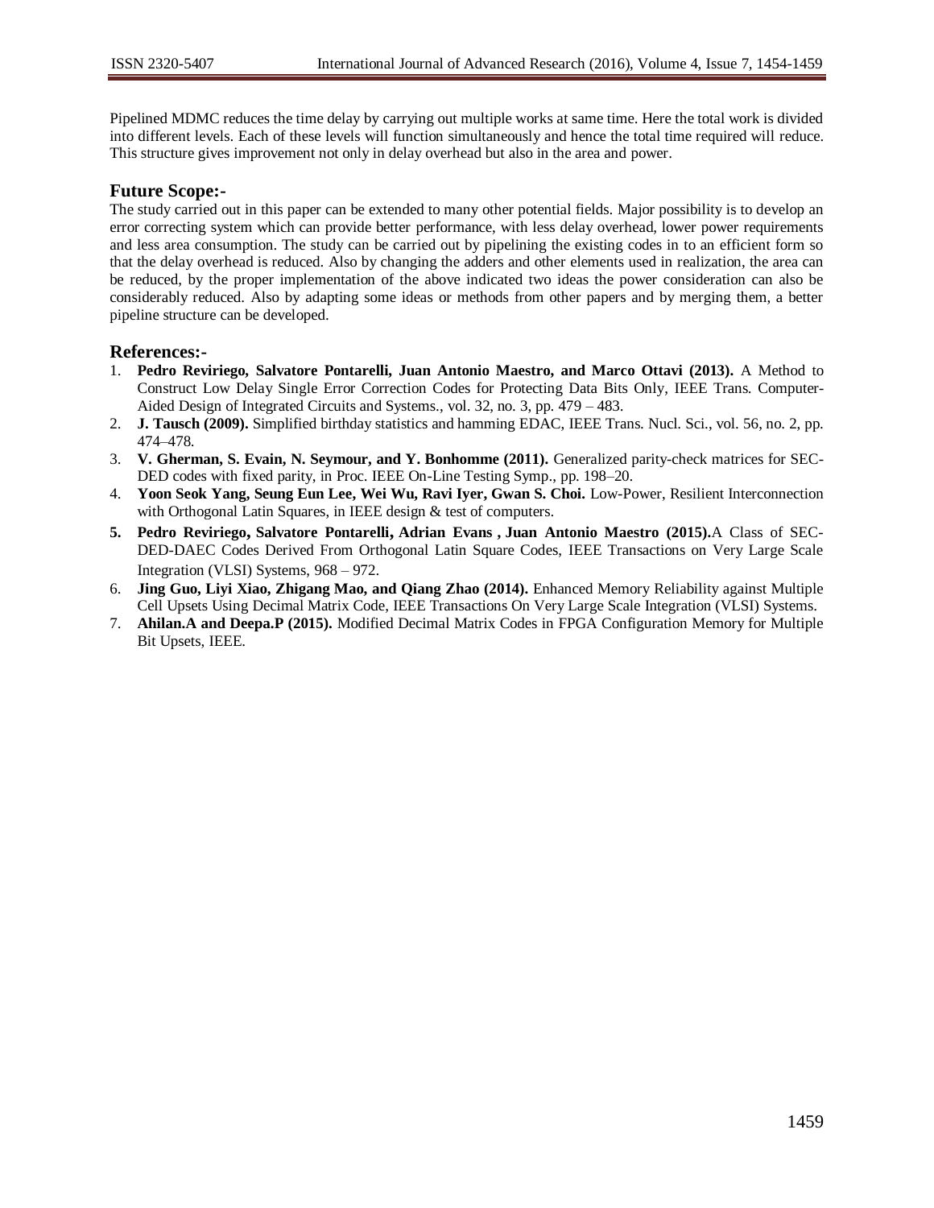Pipelined MDMC reduces the time delay by carrying out multiple works at same time. Here the total work is divided into different levels. Each of these levels will function simultaneously and hence the total time required will reduce. This structure gives improvement not only in delay overhead but also in the area and power.

## Future Scope:-

The study carried out in this paper can be extended to many other potential fields. Major possibility is to develop an error correcting system which can provide better performance, with less delay overhead, lower power requirements and less area consumption. The study can be carried out by pipelining the existing codes in to an efficient form so that the delay overhead is reduced. Also by changing the adders and other elements used in realization, the area can be reduced, by the proper implementation of the above indicated two ideas the power consideration can also be considerably reduced. Also by adapting some ideas or methods from other papers and by merging them, a better pipeline structure can be developed.

## References:-

1. **Pedro Reviriego, Salvatore Pontarelli, Juan Antonio Maestro, and Marco Ottavi (2013).** A Method to Construct Low Delay Single Error Correction Codes for Protecting Data Bits Only, IEEE Trans. Computer-Aided Design of Integrated Circuits and Systems., vol. 32, no. 3, pp. 479 – 483.
2. **J. Tausch (2009).** Simplified birthday statistics and hamming EDAC, IEEE Trans. Nucl. Sci., vol. 56, no. 2, pp. 474–478.
3. **V. Gherman, S. Evain, N. Seymour, and Y. Bonhomme (2011).** Generalized parity-check matrices for SEC-DED codes with fixed parity, in Proc. IEEE On-Line Testing Symp., pp. 198–20.
4. **Yoon Seok Yang, Seung Eun Lee, Wei Wu, Ravi Iyer, Gwan S. Choi.** Low-Power, Resilient Interconnection with Orthogonal Latin Squares, in IEEE design & test of computers.
5. **Pedro Reviriego, Salvatore Pontarelli, Adrian Evans , Juan Antonio Maestro (2015).** A Class of SEC-DED-DAEC Codes Derived From Orthogonal Latin Square Codes, IEEE Transactions on Very Large Scale Integration (VLSI) Systems, 968 – 972.
6. **Jing Guo, Liyi Xiao, Zhigang Mao, and Qiang Zhao (2014).** Enhanced Memory Reliability against Multiple Cell Upsets Using Decimal Matrix Code, IEEE Transactions On Very Large Scale Integration (VLSI) Systems.
7. **Ahilan.A and Deepa.P (2015).** Modified Decimal Matrix Codes in FPGA Configuration Memory for Multiple Bit Upsets, IEEE.